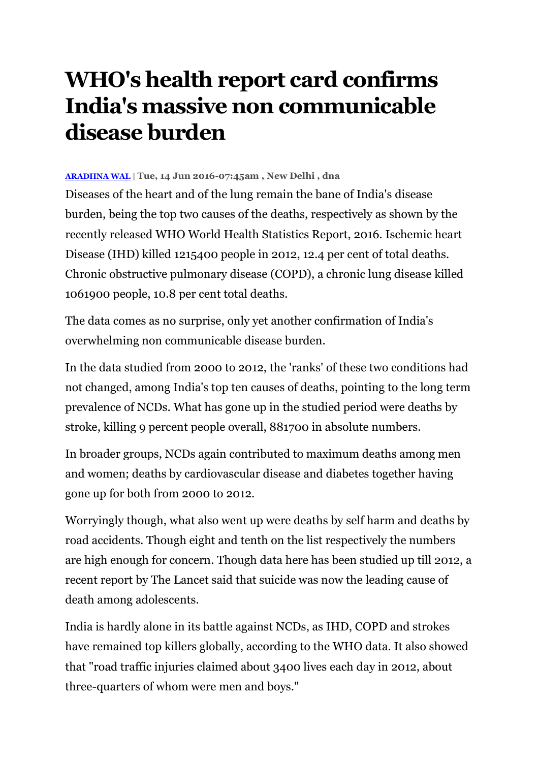# WHO's health report card confirms India's massive non communicable disease burden

**ARADHNA WAL | Tue, 14 Jun 2016-07:45am , New Delhi , dna**

Diseases of the heart and of the lung remain the bane of India's disease burden, being the top two causes of the deaths, respectively as shown by the recently released WHO World Health Statistics Report, 2016. Ischemic heart Disease (IHD) killed 1215400 people in 2012, 12.4 per cent of total deaths. Chronic obstructive pulmonary disease (COPD), a chronic lung disease killed 1061900 people, 10.8 per cent total deaths.

The data comes as no surprise, only yet another confirmation of India's overwhelming non communicable disease burden.

In the data studied from 2000 to 2012, the 'ranks' of these two conditions had not changed, among India's top ten causes of deaths, pointing to the long term prevalence of NCDs. What has gone up in the studied period were deaths by stroke, killing 9 percent people overall, 881700 in absolute numbers.

In broader groups, NCDs again contributed to maximum deaths among men and women; deaths by cardiovascular disease and diabetes together having gone up for both from 2000 to 2012.

Worryingly though, what also went up were deaths by self harm and deaths by road accidents. Though eight and tenth on the list respectively the numbers are high enough for concern. Though data here has been studied up till 2012, a recent report by The Lancet said that suicide was now the leading cause of death among adolescents.

India is hardly alone in its battle against NCDs, as IHD, COPD and strokes have remained top killers globally, according to the WHO data. It also showed that "road traffic injuries claimed about 3400 lives each day in 2012, about three-quarters of whom were men and boys."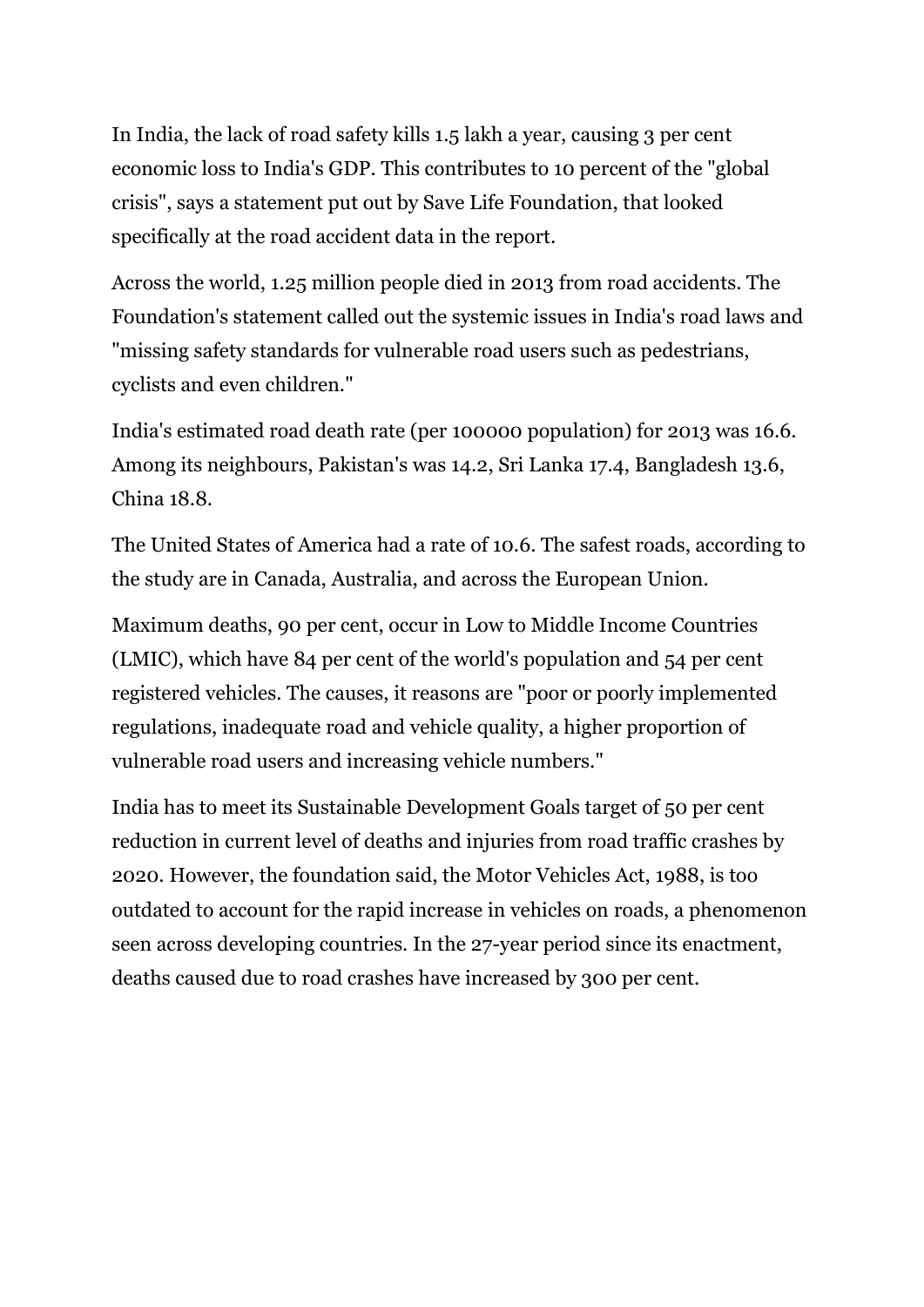In India, the lack of road safety kills 1.5 lakh a year, causing 3 per cent economic loss to India's GDP. This contributes to 10 percent of the "global crisis", says a statement put out by Save Life Foundation, that looked specifically at the road accident data in the report.

Across the world, 1.25 million people died in 2013 from road accidents. The Foundation's statement called out the systemic issues in India's road laws and "missing safety standards for vulnerable road users such as pedestrians, cyclists and even children."

India's estimated road death rate (per 100000 population) for 2013 was 16.6. Among its neighbours, Pakistan's was 14.2, Sri Lanka 17.4, Bangladesh 13.6, China 18.8.

The United States of America had a rate of 10.6. The safest roads, according to the study are in Canada, Australia, and across the European Union.

Maximum deaths, 90 per cent, occur in Low to Middle Income Countries (LMIC), which have 84 per cent of the world's population and 54 per cent registered vehicles. The causes, it reasons are "poor or poorly implemented regulations, inadequate road and vehicle quality, a higher proportion of vulnerable road users and increasing vehicle numbers."

India has to meet its Sustainable Development Goals target of 50 per cent reduction in current level of deaths and injuries from road traffic crashes by 2020. However, the foundation said, the Motor Vehicles Act, 1988, is too outdated to account for the rapid increase in vehicles on roads, a phenomenon seen across developing countries. In the 27-year period since its enactment, deaths caused due to road crashes have increased by 300 per cent.